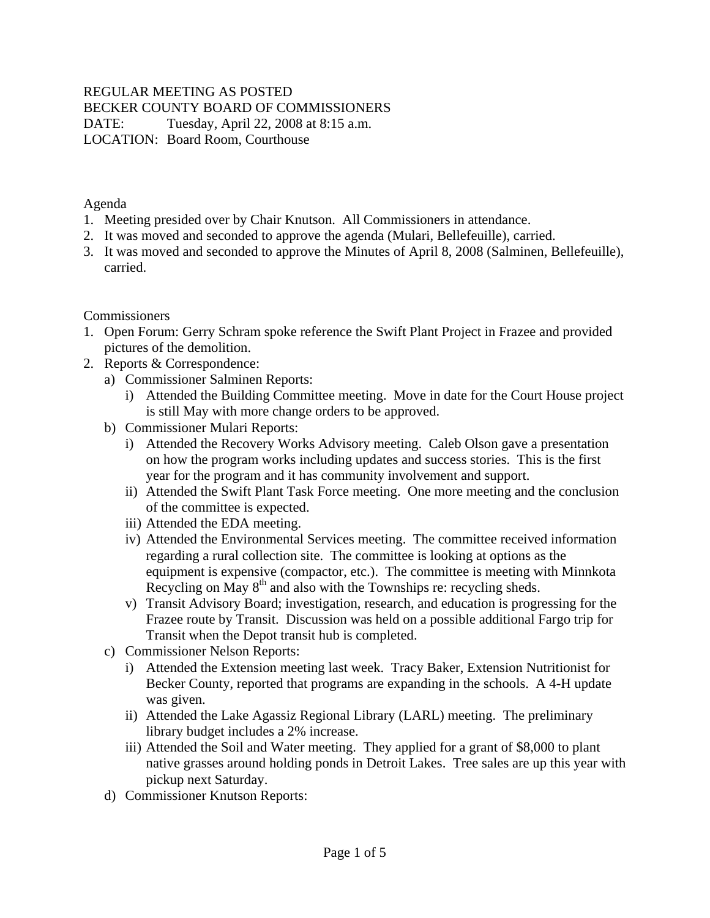REGULAR MEETING AS POSTED
BECKER COUNTY BOARD OF COMMISSIONERS
DATE: Tuesday, April 22, 2008 at 8:15 a.m.
LOCATION: Board Room, Courthouse

Agenda

1. Meeting presided over by Chair Knutson. All Commissioners in attendance.
2. It was moved and seconded to approve the agenda (Mulari, Bellefeuille), carried.
3. It was moved and seconded to approve the Minutes of April 8, 2008 (Salminen, Bellefeuille), carried.

Commissioners

1. Open Forum: Gerry Schram spoke reference the Swift Plant Project in Frazee and provided pictures of the demolition.
2. Reports & Correspondence:
   a) Commissioner Salminen Reports:
      i) Attended the Building Committee meeting. Move in date for the Court House project is still May with more change orders to be approved.
   b) Commissioner Mulari Reports:
      i) Attended the Recovery Works Advisory meeting. Caleb Olson gave a presentation on how the program works including updates and success stories. This is the first year for the program and it has community involvement and support.
      ii) Attended the Swift Plant Task Force meeting. One more meeting and the conclusion of the committee is expected.
      iii) Attended the EDA meeting.
      iv) Attended the Environmental Services meeting. The committee received information regarding a rural collection site. The committee is looking at options as the equipment is expensive (compactor, etc.). The committee is meeting with Minnkota Recycling on May 8th and also with the Townships re: recycling sheds.
      v) Transit Advisory Board; investigation, research, and education is progressing for the Frazee route by Transit. Discussion was held on a possible additional Fargo trip for Transit when the Depot transit hub is completed.
   c) Commissioner Nelson Reports:
      i) Attended the Extension meeting last week. Tracy Baker, Extension Nutritionist for Becker County, reported that programs are expanding in the schools. A 4-H update was given.
      ii) Attended the Lake Agassiz Regional Library (LARL) meeting. The preliminary library budget includes a 2% increase.
      iii) Attended the Soil and Water meeting. They applied for a grant of $8,000 to plant native grasses around holding ponds in Detroit Lakes. Tree sales are up this year with pickup next Saturday.
   d) Commissioner Knutson Reports: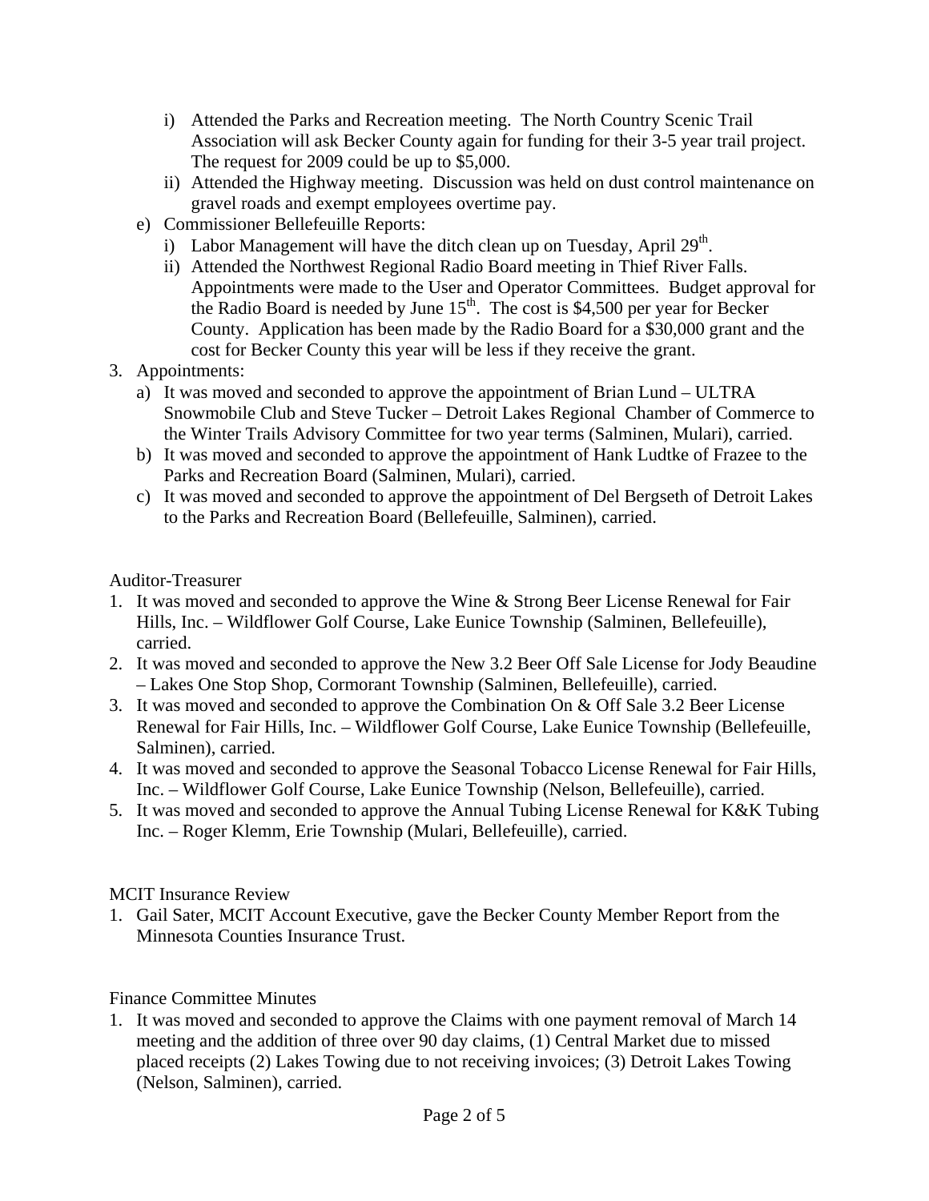i) Attended the Parks and Recreation meeting. The North Country Scenic Trail Association will ask Becker County again for funding for their 3-5 year trail project. The request for 2009 could be up to $5,000.
   ii) Attended the Highway meeting. Discussion was held on dust control maintenance on gravel roads and exempt employees overtime pay.

e) Commissioner Bellefeuille Reports:
   i) Labor Management will have the ditch clean up on Tuesday, April 29th.
   ii) Attended the Northwest Regional Radio Board meeting in Thief River Falls. Appointments were made to the User and Operator Committees. Budget approval for the Radio Board is needed by June 15th. The cost is $4,500 per year for Becker County. Application has been made by the Radio Board for a $30,000 grant and the cost for Becker County this year will be less if they receive the grant.

3. Appointments:
   a) It was moved and seconded to approve the appointment of Brian Lund – ULTRA Snowmobile Club and Steve Tucker – Detroit Lakes Regional Chamber of Commerce to the Winter Trails Advisory Committee for two year terms (Salminen, Mulari), carried.
   b) It was moved and seconded to approve the appointment of Hank Ludtke of Frazee to the Parks and Recreation Board (Salminen, Mulari), carried.
   c) It was moved and seconded to approve the appointment of Del Bergseth of Detroit Lakes to the Parks and Recreation Board (Bellefeuille, Salminen), carried.

Auditor-Treasurer

1. It was moved and seconded to approve the Wine & Strong Beer License Renewal for Fair Hills, Inc. – Wildflower Golf Course, Lake Eunice Township (Salminen, Bellefeuille), carried.
2. It was moved and seconded to approve the New 3.2 Beer Off Sale License for Jody Beaudine – Lakes One Stop Shop, Cormorant Township (Salminen, Bellefeuille), carried.
3. It was moved and seconded to approve the Combination On & Off Sale 3.2 Beer License Renewal for Fair Hills, Inc. – Wildflower Golf Course, Lake Eunice Township (Bellefeuille, Salminen), carried.
4. It was moved and seconded to approve the Seasonal Tobacco License Renewal for Fair Hills, Inc. – Wildflower Golf Course, Lake Eunice Township (Nelson, Bellefeuille), carried.
5. It was moved and seconded to approve the Annual Tubing License Renewal for K&K Tubing Inc. – Roger Klemm, Erie Township (Mulari, Bellefeuille), carried.

MCIT Insurance Review

1. Gail Sater, MCIT Account Executive, gave the Becker County Member Report from the Minnesota Counties Insurance Trust.

Finance Committee Minutes

1. It was moved and seconded to approve the Claims with one payment removal of March 14 meeting and the addition of three over 90 day claims, (1) Central Market due to missed placed receipts (2) Lakes Towing due to not receiving invoices; (3) Detroit Lakes Towing (Nelson, Salminen), carried.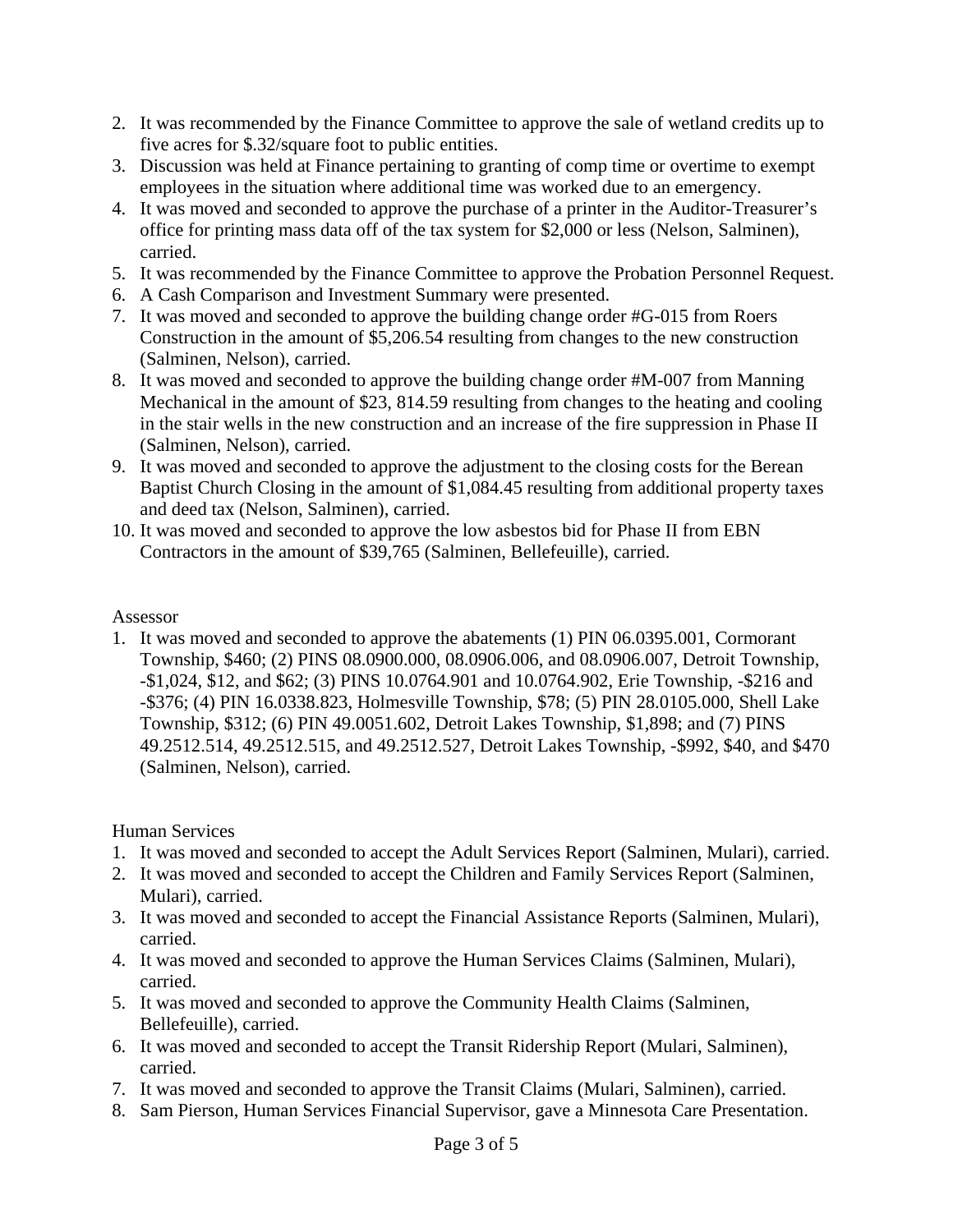2. It was recommended by the Finance Committee to approve the sale of wetland credits up to five acres for $.32/square foot to public entities.
3. Discussion was held at Finance pertaining to granting of comp time or overtime to exempt employees in the situation where additional time was worked due to an emergency.
4. It was moved and seconded to approve the purchase of a printer in the Auditor-Treasurer's office for printing mass data off of the tax system for $2,000 or less (Nelson, Salminen), carried.
5. It was recommended by the Finance Committee to approve the Probation Personnel Request.
6. A Cash Comparison and Investment Summary were presented.
7. It was moved and seconded to approve the building change order #G-015 from Roers Construction in the amount of $5,206.54 resulting from changes to the new construction (Salminen, Nelson), carried.
8. It was moved and seconded to approve the building change order #M-007 from Manning Mechanical in the amount of $23, 814.59 resulting from changes to the heating and cooling in the stair wells in the new construction and an increase of the fire suppression in Phase II (Salminen, Nelson), carried.
9. It was moved and seconded to approve the adjustment to the closing costs for the Berean Baptist Church Closing in the amount of $1,084.45 resulting from additional property taxes and deed tax (Nelson, Salminen), carried.
10. It was moved and seconded to approve the low asbestos bid for Phase II from EBN Contractors in the amount of $39,765 (Salminen, Bellefeuille), carried.

Assessor

1. It was moved and seconded to approve the abatements (1) PIN 06.0395.001, Cormorant Township, $460; (2) PINS 08.0900.000, 08.0906.006, and 08.0906.007, Detroit Township, -$1,024, $12, and $62; (3) PINS 10.0764.901 and 10.0764.902, Erie Township, -$216 and -$376; (4) PIN 16.0338.823, Holmesville Township, $78; (5) PIN 28.0105.000, Shell Lake Township, $312; (6) PIN 49.0051.602, Detroit Lakes Township, $1,898; and (7) PINS 49.2512.514, 49.2512.515, and 49.2512.527, Detroit Lakes Township, -$992, $40, and $470 (Salminen, Nelson), carried.

Human Services

1. It was moved and seconded to accept the Adult Services Report (Salminen, Mulari), carried.
2. It was moved and seconded to accept the Children and Family Services Report (Salminen, Mulari), carried.
3. It was moved and seconded to accept the Financial Assistance Reports (Salminen, Mulari), carried.
4. It was moved and seconded to approve the Human Services Claims (Salminen, Mulari), carried.
5. It was moved and seconded to approve the Community Health Claims (Salminen, Bellefeuille), carried.
6. It was moved and seconded to accept the Transit Ridership Report (Mulari, Salminen), carried.
7. It was moved and seconded to approve the Transit Claims (Mulari, Salminen), carried.
8. Sam Pierson, Human Services Financial Supervisor, gave a Minnesota Care Presentation.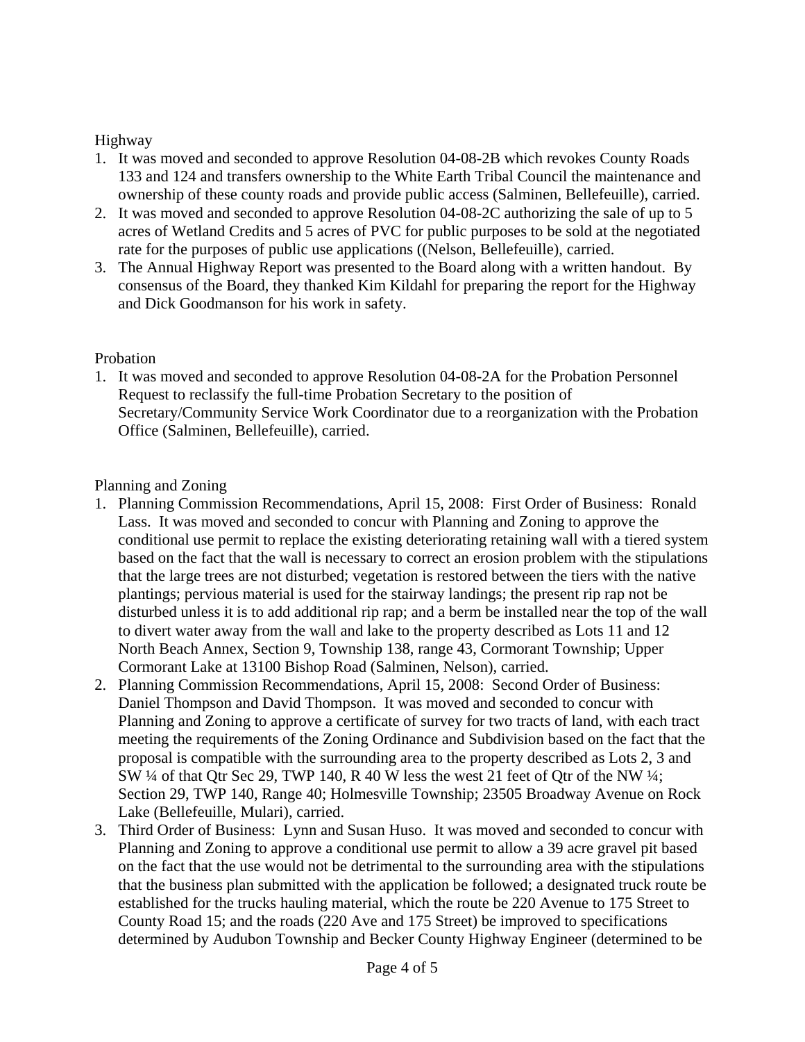Highway

1. It was moved and seconded to approve Resolution 04-08-2B which revokes County Roads 133 and 124 and transfers ownership to the White Earth Tribal Council the maintenance and ownership of these county roads and provide public access (Salminen, Bellefeuille), carried.
2. It was moved and seconded to approve Resolution 04-08-2C authorizing the sale of up to 5 acres of Wetland Credits and 5 acres of PVC for public purposes to be sold at the negotiated rate for the purposes of public use applications ((Nelson, Bellefeuille), carried.
3. The Annual Highway Report was presented to the Board along with a written handout. By consensus of the Board, they thanked Kim Kildahl for preparing the report for the Highway and Dick Goodmanson for his work in safety.

Probation

1. It was moved and seconded to approve Resolution 04-08-2A for the Probation Personnel Request to reclassify the full-time Probation Secretary to the position of Secretary/Community Service Work Coordinator due to a reorganization with the Probation Office (Salminen, Bellefeuille), carried.

Planning and Zoning

1. Planning Commission Recommendations, April 15, 2008: First Order of Business: Ronald Lass. It was moved and seconded to concur with Planning and Zoning to approve the conditional use permit to replace the existing deteriorating retaining wall with a tiered system based on the fact that the wall is necessary to correct an erosion problem with the stipulations that the large trees are not disturbed; vegetation is restored between the tiers with the native plantings; pervious material is used for the stairway landings; the present rip rap not be disturbed unless it is to add additional rip rap; and a berm be installed near the top of the wall to divert water away from the wall and lake to the property described as Lots 11 and 12 North Beach Annex, Section 9, Township 138, range 43, Cormorant Township; Upper Cormorant Lake at 13100 Bishop Road (Salminen, Nelson), carried.
2. Planning Commission Recommendations, April 15, 2008: Second Order of Business: Daniel Thompson and David Thompson. It was moved and seconded to concur with Planning and Zoning to approve a certificate of survey for two tracts of land, with each tract meeting the requirements of the Zoning Ordinance and Subdivision based on the fact that the proposal is compatible with the surrounding area to the property described as Lots 2, 3 and SW ¼ of that Qtr Sec 29, TWP 140, R 40 W less the west 21 feet of Qtr of the NW ¼; Section 29, TWP 140, Range 40; Holmesville Township; 23505 Broadway Avenue on Rock Lake (Bellefeuille, Mulari), carried.
3. Third Order of Business: Lynn and Susan Huso. It was moved and seconded to concur with Planning and Zoning to approve a conditional use permit to allow a 39 acre gravel pit based on the fact that the use would not be detrimental to the surrounding area with the stipulations that the business plan submitted with the application be followed; a designated truck route be established for the trucks hauling material, which the route be 220 Avenue to 175 Street to County Road 15; and the roads (220 Ave and 175 Street) be improved to specifications determined by Audubon Township and Becker County Highway Engineer (determined to be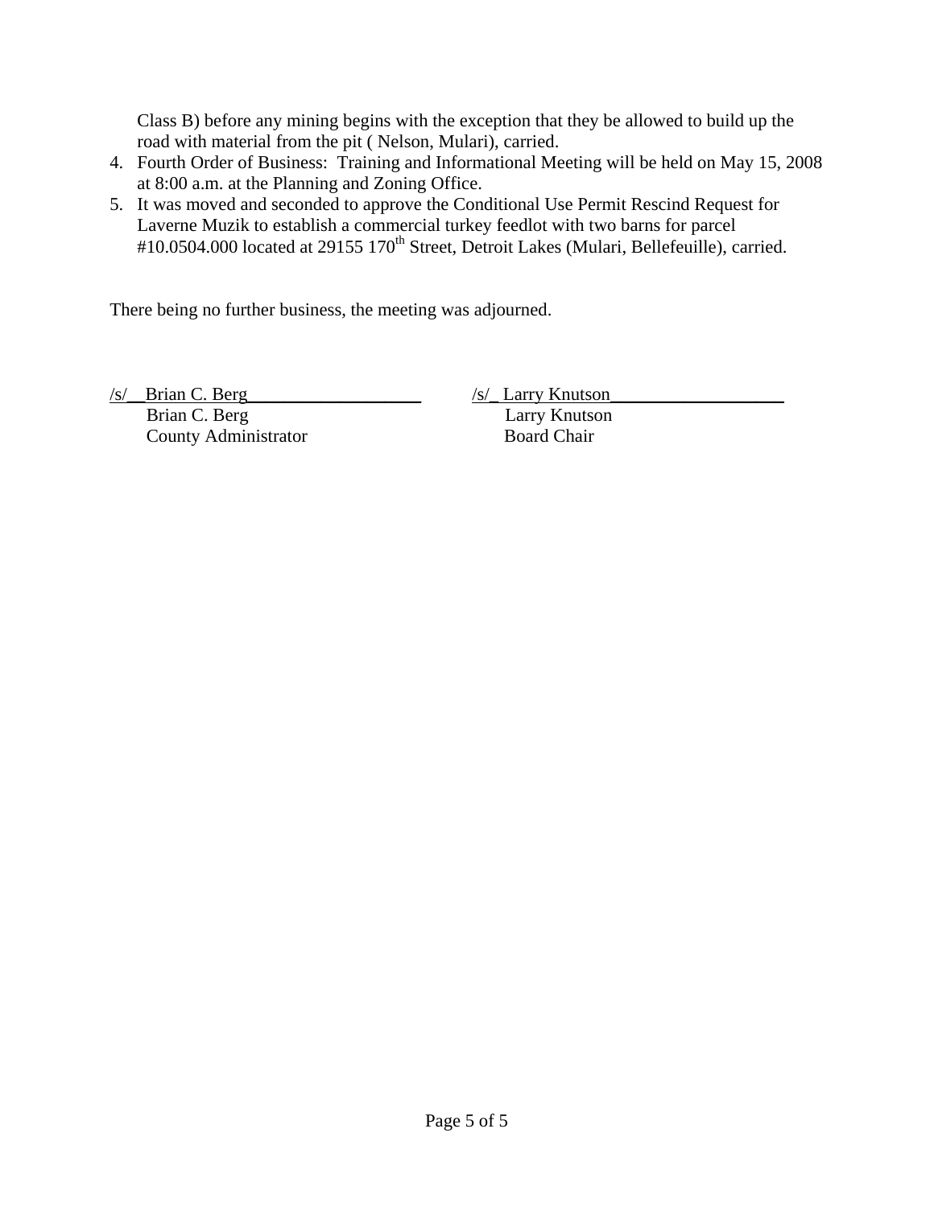Class B) before any mining begins with the exception that they be allowed to build up the road with material from the pit ( Nelson, Mulari), carried.

4. Fourth Order of Business: Training and Informational Meeting will be held on May 15, 2008 at 8:00 a.m. at the Planning and Zoning Office.
5. It was moved and seconded to approve the Conditional Use Permit Rescind Request for Laverne Muzik to establish a commercial turkey feedlot with two barns for parcel #10.0504.000 located at 29155 170th Street, Detroit Lakes (Mulari, Bellefeuille), carried.

There being no further business, the meeting was adjourned.

/s/__Brian C. Berg___________________
Brian C. Berg
County Administrator

/s/_ Larry Knutson___________________
Larry Knutson
Board Chair